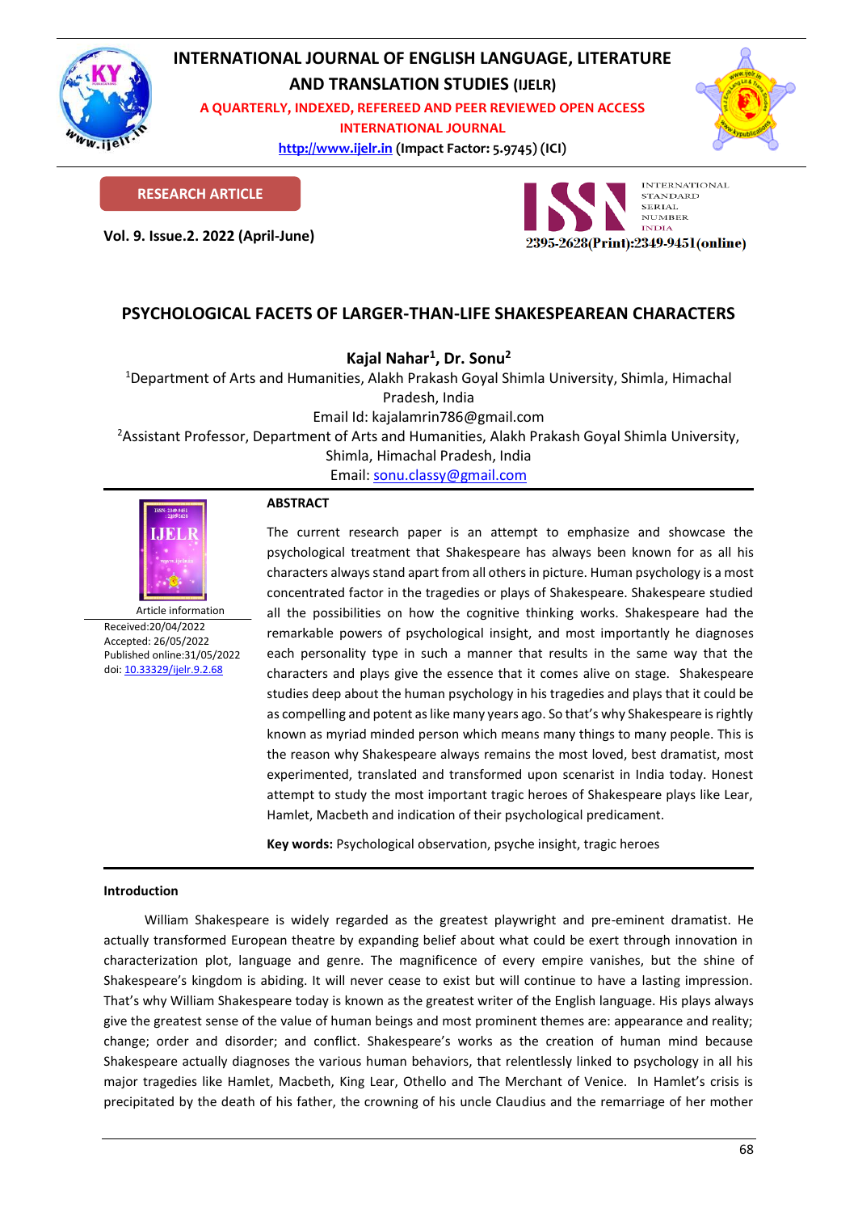# INTERNATIONAL JOURNAL OF ENGLISH LANGUAGE, LITERATURE AND TRANSLATION STUDIES (IJELR)

A QUARTERLY, INDEXED, REFEREED AND PEER REVIEWED OPEN ACCESS INTERNATIONAL JOURNAL

http://www.ijelr.in (Impact Factor: 5.9745) (ICI)

**RESEARCH ARTICLE**

**Vol. 9. Issue.2. 2022 (April-June)**

2395-2628(Print):2349-9451(online)

## PSYCHOLOGICAL FACETS OF LARGER-THAN-LIFE SHAKESPEAREAN CHARACTERS

**Kajal Nahar[1], Dr. Sonu[2]**

[1]Department of Arts and Humanities, Alakh Prakash Goyal Shimla University, Shimla, Himachal Pradesh, India
Email Id: kajalamrin786@gmail.com

[2]Assistant Professor, Department of Arts and Humanities, Alakh Prakash Goyal Shimla University, Shimla, Himachal Pradesh, India
Email: sonu.classy@gmail.com

Article information
Received:20/04/2022
Accepted: 26/05/2022
Published online:31/05/2022
doi: 10.33329/ijelr.9.2.68

### ABSTRACT

The current research paper is an attempt to emphasize and showcase the psychological treatment that Shakespeare has always been known for as all his characters always stand apart from all others in picture. Human psychology is a most concentrated factor in the tragedies or plays of Shakespeare. Shakespeare studied all the possibilities on how the cognitive thinking works. Shakespeare had the remarkable powers of psychological insight, and most importantly he diagnoses each personality type in such a manner that results in the same way that the characters and plays give the essence that it comes alive on stage. Shakespeare studies deep about the human psychology in his tragedies and plays that it could be as compelling and potent as like many years ago. So that's why Shakespeare is rightly known as myriad minded person which means many things to many people. This is the reason why Shakespeare always remains the most loved, best dramatist, most experimented, translated and transformed upon scenarist in India today. Honest attempt to study the most important tragic heroes of Shakespeare plays like Lear, Hamlet, Macbeth and indication of their psychological predicament.

**Key words:** Psychological observation, psyche insight, tragic heroes

### Introduction

William Shakespeare is widely regarded as the greatest playwright and pre-eminent dramatist. He actually transformed European theatre by expanding belief about what could be exert through innovation in characterization plot, language and genre. The magnificence of every empire vanishes, but the shine of Shakespeare's kingdom is abiding. It will never cease to exist but will continue to have a lasting impression. That's why William Shakespeare today is known as the greatest writer of the English language. His plays always give the greatest sense of the value of human beings and most prominent themes are: appearance and reality; change; order and disorder; and conflict. Shakespeare's works as the creation of human mind because Shakespeare actually diagnoses the various human behaviors, that relentlessly linked to psychology in all his major tragedies like Hamlet, Macbeth, King Lear, Othello and The Merchant of Venice. In Hamlet's crisis is precipitated by the death of his father, the crowning of his uncle Claudius and the remarriage of her mother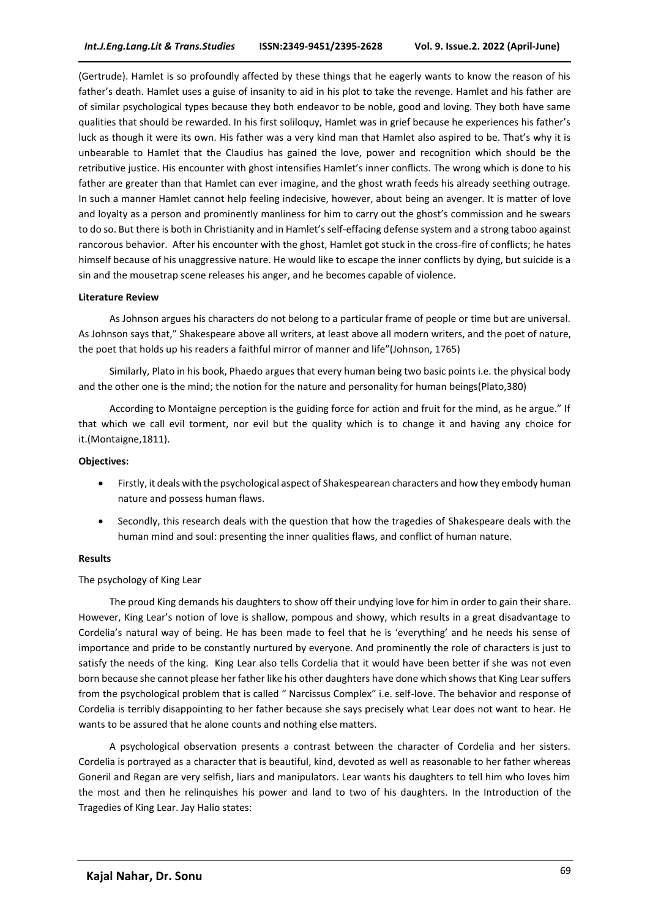(Gertrude). Hamlet is so profoundly affected by these things that he eagerly wants to know the reason of his father's death. Hamlet uses a guise of insanity to aid in his plot to take the revenge. Hamlet and his father are of similar psychological types because they both endeavor to be noble, good and loving. They both have same qualities that should be rewarded. In his first soliloquy, Hamlet was in grief because he experiences his father's luck as though it were its own. His father was a very kind man that Hamlet also aspired to be. That's why it is unbearable to Hamlet that the Claudius has gained the love, power and recognition which should be the retributive justice. His encounter with ghost intensifies Hamlet's inner conflicts. The wrong which is done to his father are greater than that Hamlet can ever imagine, and the ghost wrath feeds his already seething outrage. In such a manner Hamlet cannot help feeling indecisive, however, about being an avenger. It is matter of love and loyalty as a person and prominently manliness for him to carry out the ghost's commission and he swears to do so. But there is both in Christianity and in Hamlet's self-effacing defense system and a strong taboo against rancorous behavior. After his encounter with the ghost, Hamlet got stuck in the cross-fire of conflicts; he hates himself because of his unaggressive nature. He would like to escape the inner conflicts by dying, but suicide is a sin and the mousetrap scene releases his anger, and he becomes capable of violence.

**Literature Review**

As Johnson argues his characters do not belong to a particular frame of people or time but are universal. As Johnson says that," Shakespeare above all writers, at least above all modern writers, and the poet of nature, the poet that holds up his readers a faithful mirror of manner and life"(Johnson, 1765)

Similarly, Plato in his book, Phaedo argues that every human being two basic points i.e. the physical body and the other one is the mind; the notion for the nature and personality for human beings(Plato,380)

According to Montaigne perception is the guiding force for action and fruit for the mind, as he argue." If that which we call evil torment, nor evil but the quality which is to change it and having any choice for it.(Montaigne,1811).

**Objectives:**

- Firstly, it deals with the psychological aspect of Shakespearean characters and how they embody human nature and possess human flaws.
- Secondly, this research deals with the question that how the tragedies of Shakespeare deals with the human mind and soul: presenting the inner qualities flaws, and conflict of human nature.

**Results**

The psychology of King Lear

The proud King demands his daughters to show off their undying love for him in order to gain their share. However, King Lear's notion of love is shallow, pompous and showy, which results in a great disadvantage to Cordelia's natural way of being. He has been made to feel that he is 'everything' and he needs his sense of importance and pride to be constantly nurtured by everyone. And prominently the role of characters is just to satisfy the needs of the king. King Lear also tells Cordelia that it would have been better if she was not even born because she cannot please her father like his other daughters have done which shows that King Lear suffers from the psychological problem that is called " Narcissus Complex" i.e. self-love. The behavior and response of Cordelia is terribly disappointing to her father because she says precisely what Lear does not want to hear. He wants to be assured that he alone counts and nothing else matters.

A psychological observation presents a contrast between the character of Cordelia and her sisters. Cordelia is portrayed as a character that is beautiful, kind, devoted as well as reasonable to her father whereas Goneril and Regan are very selfish, liars and manipulators. Lear wants his daughters to tell him who loves him the most and then he relinquishes his power and land to two of his daughters. In the Introduction of the Tragedies of King Lear. Jay Halio states: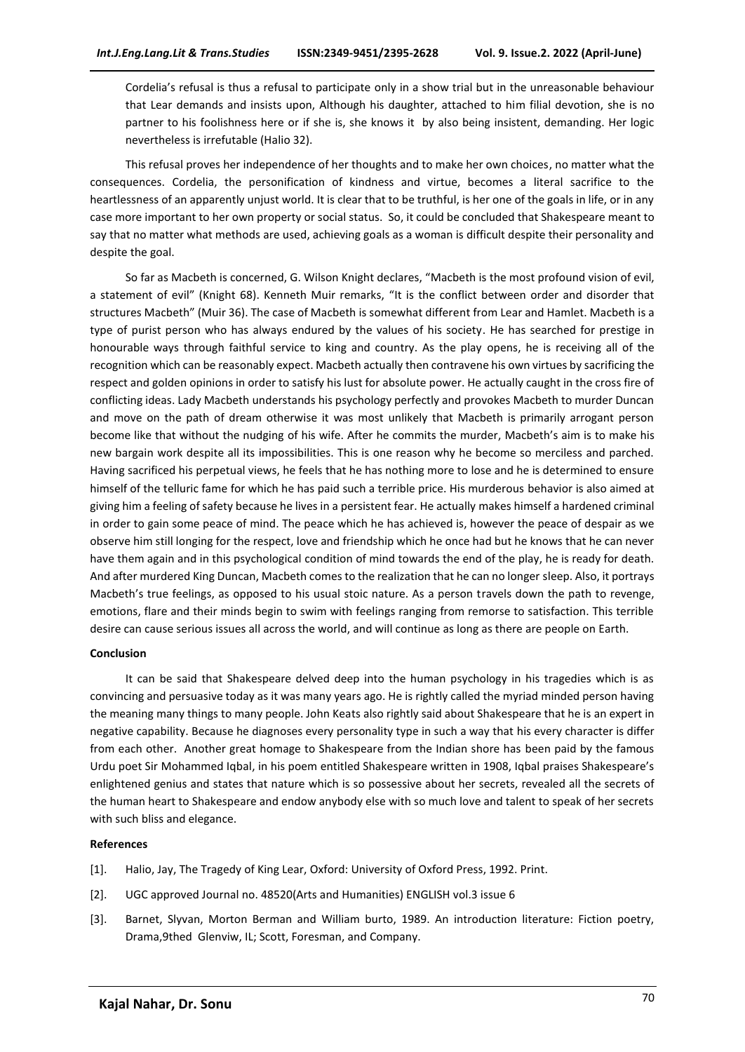Cordelia's refusal is thus a refusal to participate only in a show trial but in the unreasonable behaviour that Lear demands and insists upon, Although his daughter, attached to him filial devotion, she is no partner to his foolishness here or if she is, she knows it by also being insistent, demanding. Her logic nevertheless is irrefutable (Halio 32).

This refusal proves her independence of her thoughts and to make her own choices, no matter what the consequences. Cordelia, the personification of kindness and virtue, becomes a literal sacrifice to the heartlessness of an apparently unjust world. It is clear that to be truthful, is her one of the goals in life, or in any case more important to her own property or social status. So, it could be concluded that Shakespeare meant to say that no matter what methods are used, achieving goals as a woman is difficult despite their personality and despite the goal.

So far as Macbeth is concerned, G. Wilson Knight declares, "Macbeth is the most profound vision of evil, a statement of evil" (Knight 68). Kenneth Muir remarks, "It is the conflict between order and disorder that structures Macbeth" (Muir 36). The case of Macbeth is somewhat different from Lear and Hamlet. Macbeth is a type of purist person who has always endured by the values of his society. He has searched for prestige in honourable ways through faithful service to king and country. As the play opens, he is receiving all of the recognition which can be reasonably expect. Macbeth actually then contravene his own virtues by sacrificing the respect and golden opinions in order to satisfy his lust for absolute power. He actually caught in the cross fire of conflicting ideas. Lady Macbeth understands his psychology perfectly and provokes Macbeth to murder Duncan and move on the path of dream otherwise it was most unlikely that Macbeth is primarily arrogant person become like that without the nudging of his wife. After he commits the murder, Macbeth's aim is to make his new bargain work despite all its impossibilities. This is one reason why he become so merciless and parched. Having sacrificed his perpetual views, he feels that he has nothing more to lose and he is determined to ensure himself of the telluric fame for which he has paid such a terrible price. His murderous behavior is also aimed at giving him a feeling of safety because he lives in a persistent fear. He actually makes himself a hardened criminal in order to gain some peace of mind. The peace which he has achieved is, however the peace of despair as we observe him still longing for the respect, love and friendship which he once had but he knows that he can never have them again and in this psychological condition of mind towards the end of the play, he is ready for death. And after murdered King Duncan, Macbeth comes to the realization that he can no longer sleep. Also, it portrays Macbeth's true feelings, as opposed to his usual stoic nature. As a person travels down the path to revenge, emotions, flare and their minds begin to swim with feelings ranging from remorse to satisfaction. This terrible desire can cause serious issues all across the world, and will continue as long as there are people on Earth.

**Conclusion**

It can be said that Shakespeare delved deep into the human psychology in his tragedies which is as convincing and persuasive today as it was many years ago. He is rightly called the myriad minded person having the meaning many things to many people. John Keats also rightly said about Shakespeare that he is an expert in negative capability. Because he diagnoses every personality type in such a way that his every character is differ from each other. Another great homage to Shakespeare from the Indian shore has been paid by the famous Urdu poet Sir Mohammed Iqbal, in his poem entitled Shakespeare written in 1908, Iqbal praises Shakespeare's enlightened genius and states that nature which is so possessive about her secrets, revealed all the secrets of the human heart to Shakespeare and endow anybody else with so much love and talent to speak of her secrets with such bliss and elegance.

**References**

[1]. Halio, Jay, The Tragedy of King Lear, Oxford: University of Oxford Press, 1992. Print.

[2]. UGC approved Journal no. 48520(Arts and Humanities) ENGLISH vol.3 issue 6

[3]. Barnet, Slyvan, Morton Berman and William burto, 1989. An introduction literature: Fiction poetry, Drama,9thed Glenviw, IL; Scott, Foresman, and Company.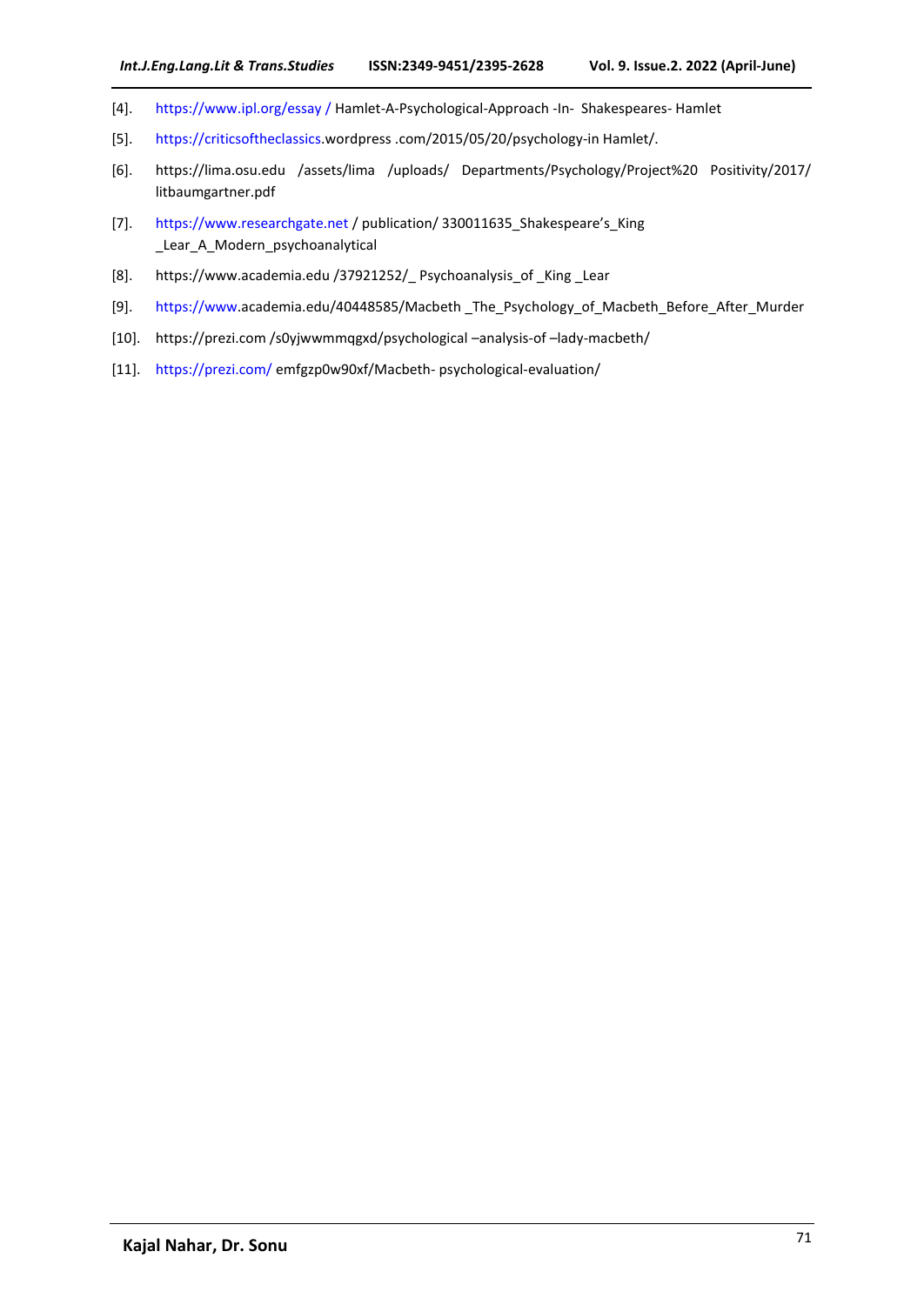[4]. https://www.ipl.org/essay / Hamlet-A-Psychological-Approach -In- Shakespeares- Hamlet

[5]. https://criticsoftheclassics.wordpress .com/2015/05/20/psychology-in Hamlet/.

[6]. https://lima.osu.edu /assets/lima /uploads/ Departments/Psychology/Project%20 Positivity/2017/ litbaumgartner.pdf

[7]. https://www.researchgate.net / publication/ 330011635_Shakespeare's_King _Lear_A_Modern_psychoanalytical

[8]. https://www.academia.edu /37921252/_ Psychoanalysis_of _King _Lear

[9]. https://www.academia.edu/40448585/Macbeth _The_Psychology_of_Macbeth_Before_After_Murder

[10]. https://prezi.com /s0yjwwmmqgxd/psychological –analysis-of –lady-macbeth/

[11]. https://prezi.com/ emfgzp0w90xf/Macbeth- psychological-evaluation/